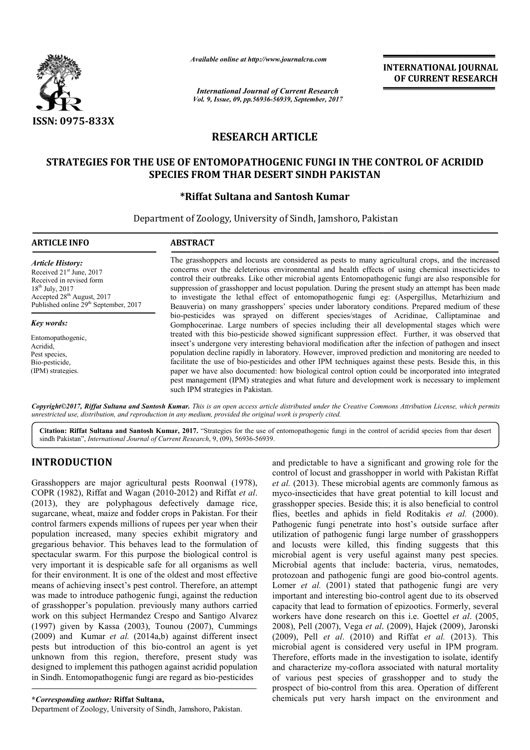ISSN: 0975-833X

*Available online at http://www.journalcra.com*

*International Journal of Current Research*
*Vol. 9, Issue, 09, pp.56936-56939, September, 2017*

**INTERNATIONAL JOURNAL OF CURRENT RESEARCH**

# RESEARCH ARTICLE

# STRATEGIES FOR THE USE OF ENTOMOPATHOGENIC FUNGI IN THE CONTROL OF ACRIDID SPECIES FROM THAR DESERT SINDH PAKISTAN

**\*Riffat Sultana and Santosh Kumar**

Department of Zoology, University of Sindh, Jamshoro, Pakistan

## ARTICLE INFO

*Article History:*
Received 21st June, 2017
Received in revised form
18th July, 2017
Accepted 28th August, 2017
Published online 29th September, 2017

*Key words:*
Entomopathogenic,
Acridid,
Pest species,
Bio-pesticide,
(IPM) strategies.

## ABSTRACT

The grasshoppers and locusts are considered as pests to many agricultural crops, and the increased concerns over the deleterious environmental and health effects of using chemical insecticides to control their outbreaks. Like other microbial agents Entomopathogenic fungi are also responsible for suppression of grasshopper and locust population. During the present study an attempt has been made to investigate the lethal effect of entomopathogenic fungi eg: (Aspergillus, Metarhizium and Beauveria) on many grasshoppers' species under laboratory conditions. Prepared medium of these bio-pesticides was sprayed on different species/stages of Acridinae, Calliptaminae and Gomphocerinae. Large numbers of species including their all developmental stages which were treated with this bio-pesticide showed significant suppression effect. Further, it was observed that insect's undergone very interesting behavioral modification after the infection of pathogen and insect population decline rapidly in laboratory. However, improved prediction and monitoring are needed to facilitate the use of bio-pesticides and other IPM techniques against these pests. Beside this, in this paper we have also documented: how biological control option could be incorporated into integrated pest management (IPM) strategies and what future and development work is necessary to implement such IPM strategies in Pakistan.

*Copyright©2017, Riffat Sultana and Santosh Kumar. This is an open access article distributed under the Creative Commons Attribution License, which permits unrestricted use, distribution, and reproduction in any medium, provided the original work is properly cited.*

**Citation: Riffat Sultana and Santosh Kumar, 2017.** "Strategies for the use of entomopathogenic fungi in the control of acridid species from thar desert sindh Pakistan", *International Journal of Current Research*, 9, (09), 56936-56939.

## INTRODUCTION

Grasshoppers are major agricultural pests Roonwal (1978), COPR (1982), Riffat and Wagan (2010-2012) and Riffat *et al*. (2013), they are polyphagous defectively damage rice, sugarcane, wheat, maize and fodder crops in Pakistan. For their control farmers expends millions of rupees per year when their population increased, many species exhibit migratory and gregarious behavior. This behaves lead to the formulation of spectacular swarm. For this purpose the biological control is very important it is despicable safe for all organisms as well for their environment. It is one of the oldest and most effective means of achieving insect's pest control. Therefore, an attempt was made to introduce pathogenic fungi, against the reduction of grasshopper's population. previously many authors carried work on this subject Hermandez Crespo and Santigo Alvarez (1997) given by Kassa (2003), Tounou (2007), Cummings (2009) and Kumar *et al.* (2014a,b) against different insect pests but introduction of this bio-control an agent is yet unknown from this region, therefore, present study was designed to implement this pathogen against acridid population in Sindh. Entomopathogenic fungi are regard as bio-pesticides and predictable to have a significant and growing role for the control of locust and grasshopper in world with Pakistan Riffat *et al.* (2013). These microbial agents are commonly famous as myco-insecticides that have great potential to kill locust and grasshopper species. Beside this; it is also beneficial to control flies, beetles and aphids in field Roditakis *et al.* (2000). Pathogenic fungi penetrate into host's outside surface after utilization of pathogenic fungi large number of grasshoppers and locusts were killed, this finding suggests that this microbial agent is very useful against many pest species. Microbial agents that include: bacteria, virus, nematodes, protozoan and pathogenic fungi are good bio-control agents. Lomer *et al.* (2001) stated that pathogenic fungi are very important and interesting bio-control agent due to its observed capacity that lead to formation of epizootics. Formerly, several workers have done research on this i.e. Goettel *et al*. (2005, 2008), Pell (2007), Vega *et al*. (2009), Hajek (2009), Jaronski (2009), Pell *et al*. (2010) and Riffat *et al.* (2013). This microbial agent is considered very useful in IPM program. Therefore, efforts made in the investigation to isolate, identify and characterize my-coflora associated with natural mortality of various pest species of grasshopper and to study the prospect of bio-control from this area. Operation of different chemicals put very harsh impact on the environment and

**\*Corresponding author: Riffat Sultana,**
Department of Zoology, University of Sindh, Jamshoro, Pakistan.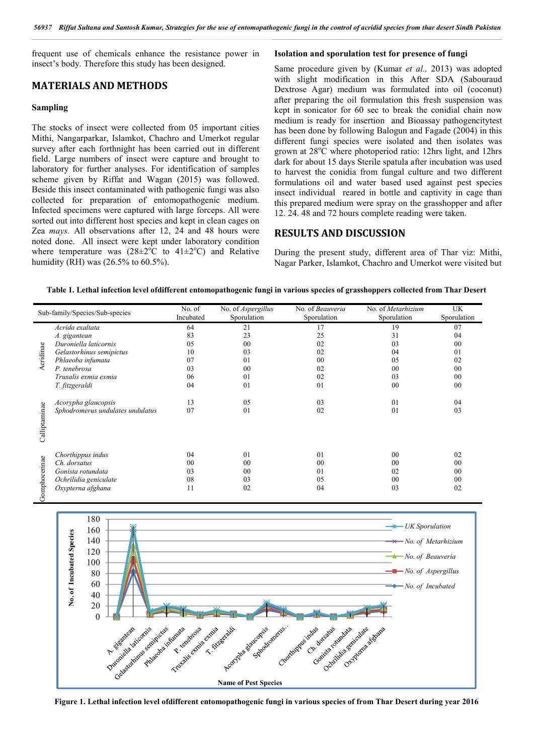frequent use of chemicals enhance the resistance power in insect's body. Therefore this study has been designed.

## MATERIALS AND METHODS

### Sampling

The stocks of insect were collected from 05 important cities Mithi, Nangarparkar, Islamkot, Chachro and Umerkot regular survey after each forthnight has been carried out in different field. Large numbers of insect were capture and brought to laboratory for further analyses. For identification of samples scheme given by Riffat and Wagan (2015) was followed. Beside this insect contaminated with pathogenic fungi was also collected for preparation of entomopathogenic medium. Infected specimens were captured with large forceps. All were sorted out into different host species and kept in clean cages on Zea *mays.* All observations after 12, 24 and 48 hours were noted done. All insect were kept under laboratory condition where temperature was (28±2°C to 41±2°C) and Relative humidity (RH) was (26.5% to 60.5%).

### Isolation and sporulation test for presence of fungi

Same procedure given by (Kumar *et al.,* 2013) was adopted with slight modification in this After SDA (Sabouraud Dextrose Agar) medium was formulated into oil (coconut) after preparing the oil formulation this fresh suspension was kept in sonicator for 60 sec to break the conidial chain now medium is ready for insertion and Bioassay pathogencitytest has been done by following Balogun and Fagade (2004) in this different fungi species were isolated and then isolates was grown at 28°C where photoperiod ratio: 12hrs light, and 12hrs dark for about 15 days Sterile spatula after incubation was used to harvest the conidia from fungal culture and two different formulations oil and water based used against pest species insect individual reared in bottle and captivity in cage than this prepared medium were spray on the grasshopper and after 12. 24. 48 and 72 hours complete reading were taken.

## RESULTS AND DISCUSSION

During the present study, different area of Thar viz: Mithi, Nagar Parker, Islamkot, Chachro and Umerkot were visited but

**Table 1. Lethal infection level ofdifferent entomopathogenic fungi in various species of grasshoppers collected from Thar Desert**

| Sub-family | Species/Sub-species | No. of Incubated | No. of *Aspergillus* Sporulation | No. of *Beauveria* Sporulation | No. of *Metarhizium* Sporulation | UK Sporulation |
|---|---|---|---|---|---|---|
| Acridinae | *Acrida exaltata* | 64 | 21 | 17 | 19 | 07 |
| | *A. gigantean* | 83 | 23 | 25 | 31 | 04 |
| | *Duroniella laticornis* | 05 | 00 | 02 | 03 | 00 |
| | *Gelastorhinus semipictus* | 10 | 03 | 02 | 04 | 01 |
| | *Phlaeoba infumata* | 07 | 01 | 00 | 05 | 02 |
| | *P. tenebrosa* | 03 | 00 | 02 | 00 | 00 |
| | *Truxalis exmia exmia* | 06 | 01 | 02 | 03 | 00 |
| | *T. fitzgeraldi* | 04 | 01 | 01 | 00 | 00 |
| Calliptaminae | *Acorypha glaucopsis* | 13 | 05 | 03 | 01 | 04 |
| | *Sphodromerus undulates undulatus* | 07 | 01 | 02 | 01 | 03 |
| Gomphocerinae | *Chorthippus indus* | 04 | 01 | 01 | 00 | 02 |
| | *Ch. dorsatus* | 00 | 00 | 00 | 00 | 00 |
| | *Gonista rotundata* | 03 | 00 | 01 | 02 | 00 |
| | *Ochrilidia geniculate* | 08 | 03 | 05 | 00 | 00 |
| | *Oxypterna afghana* | 11 | 02 | 04 | 03 | 02 |

**Figure 1. Lethal infection level ofdifferent entomopathogenic fungi in various species of from Thar Desert during year 2016**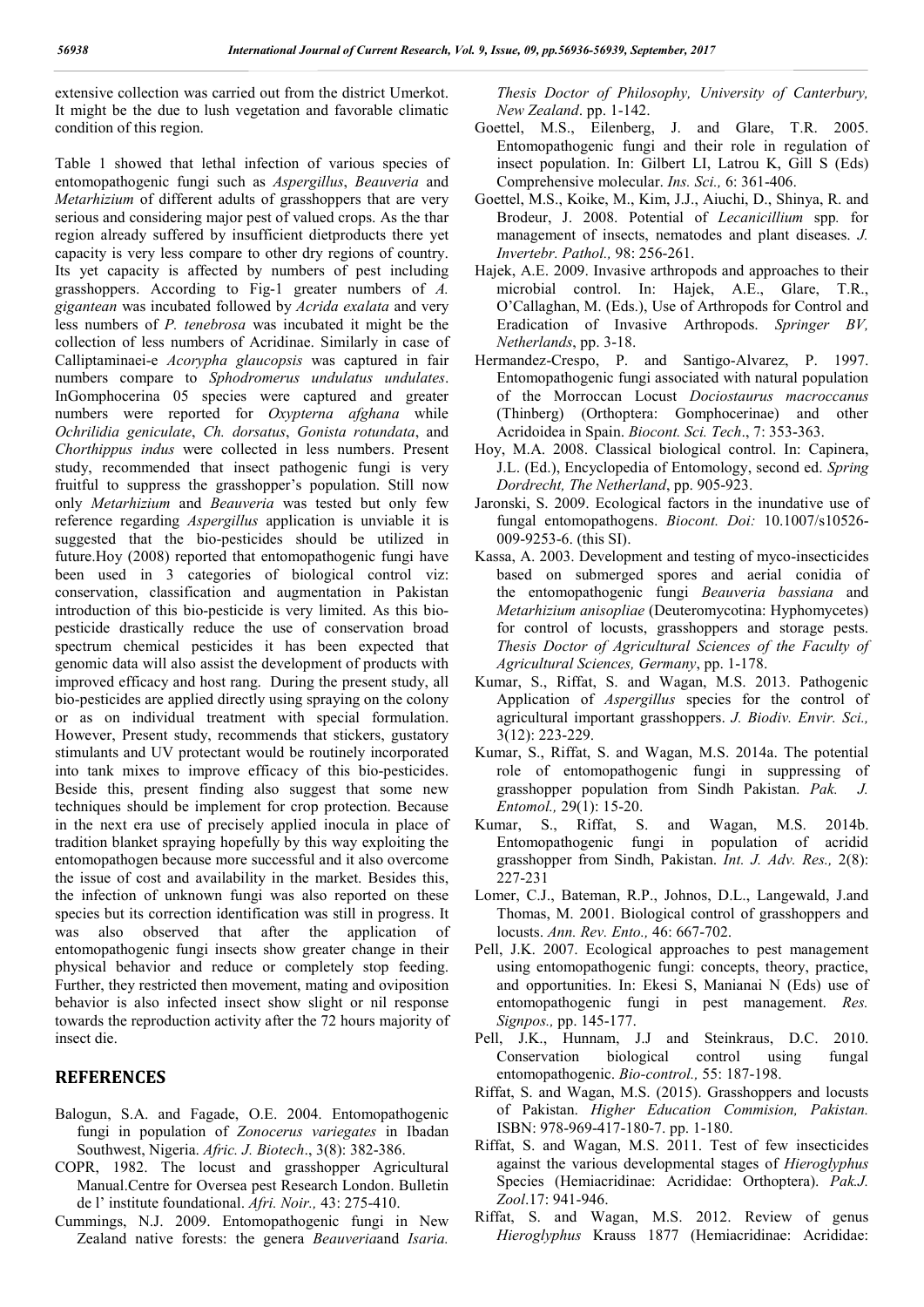extensive collection was carried out from the district Umerkot. It might be the due to lush vegetation and favorable climatic condition of this region.

Table 1 showed that lethal infection of various species of entomopathogenic fungi such as *Aspergillus*, *Beauveria* and *Metarhizium* of different adults of grasshoppers that are very serious and considering major pest of valued crops. As the thar region already suffered by insufficient dietproducts there yet capacity is very less compare to other dry regions of country. Its yet capacity is affected by numbers of pest including grasshoppers. According to Fig-1 greater numbers of *A. gigantean* was incubated followed by *Acrida exalata* and very less numbers of *P. tenebrosa* was incubated it might be the collection of less numbers of Acridinae. Similarly in case of Calliptaminaei-e *Acorypha glaucopsis* was captured in fair numbers compare to *Sphodromerus undulatus undulates*. InGomphocerina 05 species were captured and greater numbers were reported for *Oxypterna afghana* while *Ochrilidia geniculate*, *Ch. dorsatus*, *Gonista rotundata*, and *Chorthippus indus* were collected in less numbers. Present study, recommended that insect pathogenic fungi is very fruitful to suppress the grasshopper's population. Still now only *Metarhizium* and *Beauveria* was tested but only few reference regarding *Aspergillus* application is unviable it is suggested that the bio-pesticides should be utilized in future.Hoy (2008) reported that entomopathogenic fungi have been used in 3 categories of biological control viz: conservation, classification and augmentation in Pakistan introduction of this bio-pesticide is very limited. As this bio-pesticide drastically reduce the use of conservation broad spectrum chemical pesticides it has been expected that genomic data will also assist the development of products with improved efficacy and host rang. During the present study, all bio-pesticides are applied directly using spraying on the colony or as on individual treatment with special formulation. However, Present study, recommends that stickers, gustatory stimulants and UV protectant would be routinely incorporated into tank mixes to improve efficacy of this bio-pesticides. Beside this, present finding also suggest that some new techniques should be implement for crop protection. Because in the next era use of precisely applied inocula in place of tradition blanket spraying hopefully by this way exploiting the entomopathogen because more successful and it also overcome the issue of cost and availability in the market. Besides this, the infection of unknown fungi was also reported on these species but its correction identification was still in progress. It was also observed that after the application of entomopathogenic fungi insects show greater change in their physical behavior and reduce or completely stop feeding. Further, they restricted then movement, mating and oviposition behavior is also infected insect show slight or nil response towards the reproduction activity after the 72 hours majority of insect die.

## REFERENCES

Balogun, S.A. and Fagade, O.E. 2004. Entomopathogenic fungi in population of *Zonocerus variegates* in Ibadan Southwest, Nigeria. *Afric. J. Biotech*., 3(8): 382-386.

COPR, 1982. The locust and grasshopper Agricultural Manual.Centre for Oversea pest Research London. Bulletin de l' institute foundational. *Afri. Noir.,* 43: 275-410.

Cummings, N.J. 2009. Entomopathogenic fungi in New Zealand native forests: the genera *Beauveria*and *Isaria. Thesis Doctor of Philosophy, University of Canterbury, New Zealand*. pp. 1-142.

Goettel, M.S., Eilenberg, J. and Glare, T.R. 2005. Entomopathogenic fungi and their role in regulation of insect population. In: Gilbert LI, Latrou K, Gill S (Eds) Comprehensive molecular. *Ins. Sci.,* 6: 361-406.

Goettel, M.S., Koike, M., Kim, J.J., Aiuchi, D., Shinya, R. and Brodeur, J. 2008. Potential of *Lecanicillium* spp*.* for management of insects, nematodes and plant diseases. *J. Invertebr. Pathol.,* 98: 256-261.

Hajek, A.E. 2009. Invasive arthropods and approaches to their microbial control. In: Hajek, A.E., Glare, T.R., O'Callaghan, M. (Eds.), Use of Arthropods for Control and Eradication of Invasive Arthropods. *Springer BV, Netherlands*, pp. 3-18.

Hermandez-Crespo, P. and Santigo-Alvarez, P. 1997. Entomopathogenic fungi associated with natural population of the Morroccan Locust *Dociostaurus macroccanus* (Thinberg) (Orthoptera: Gomphocerinae) and other Acridoidea in Spain. *Biocont. Sci. Tech*., 7: 353-363.

Hoy, M.A. 2008. Classical biological control. In: Capinera, J.L. (Ed.), Encyclopedia of Entomology, second ed. *Spring Dordrecht, The Netherland*, pp. 905-923.

Jaronski, S. 2009. Ecological factors in the inundative use of fungal entomopathogens. *Biocont. Doi:* 10.1007/s10526-009-9253-6. (this SI).

Kassa, A. 2003. Development and testing of myco-insecticides based on submerged spores and aerial conidia of the entomopathogenic fungi *Beauveria bassiana* and *Metarhizium anisopliae* (Deuteromycotina: Hyphomycetes) for control of locusts, grasshoppers and storage pests. *Thesis Doctor of Agricultural Sciences of the Faculty of Agricultural Sciences, Germany*, pp. 1-178.

Kumar, S., Riffat, S. and Wagan, M.S. 2013. Pathogenic Application of *Aspergillus* species for the control of agricultural important grasshoppers. *J. Biodiv. Envir. Sci.,* 3(12): 223-229.

Kumar, S., Riffat, S. and Wagan, M.S. 2014a. The potential role of entomopathogenic fungi in suppressing of grasshopper population from Sindh Pakistan. *Pak. J. Entomol.,* 29(1): 15-20.

Kumar, S., Riffat, S. and Wagan, M.S. 2014b. Entomopathogenic fungi in population of acridid grasshopper from Sindh, Pakistan. *Int. J. Adv. Res.,* 2(8): 227-231

Lomer, C.J., Bateman, R.P., Johnos, D.L., Langewald, J.and Thomas, M. 2001. Biological control of grasshoppers and locusts. *Ann. Rev. Ento.,* 46: 667-702.

Pell, J.K. 2007. Ecological approaches to pest management using entomopathogenic fungi: concepts, theory, practice, and opportunities. In: Ekesi S, Manianai N (Eds) use of entomopathogenic fungi in pest management. *Res. Signpos.,* pp. 145-177.

Pell, J.K., Hunnam, J.J and Steinkraus, D.C. 2010. Conservation biological control using fungal entomopathogenic. *Bio-control.,* 55: 187-198.

Riffat, S. and Wagan, M.S. (2015). Grasshoppers and locusts of Pakistan. *Higher Education Commision, Pakistan.* ISBN: 978-969-417-180-7. pp. 1-180.

Riffat, S. and Wagan, M.S. 2011. Test of few insecticides against the various developmental stages of *Hieroglyphus* Species (Hemiacridinae: Acrididae: Orthoptera). *Pak.J. Zool*.17: 941-946.

Riffat, S. and Wagan, M.S. 2012. Review of genus *Hieroglyphus* Krauss 1877 (Hemiacridinae: Acrididae: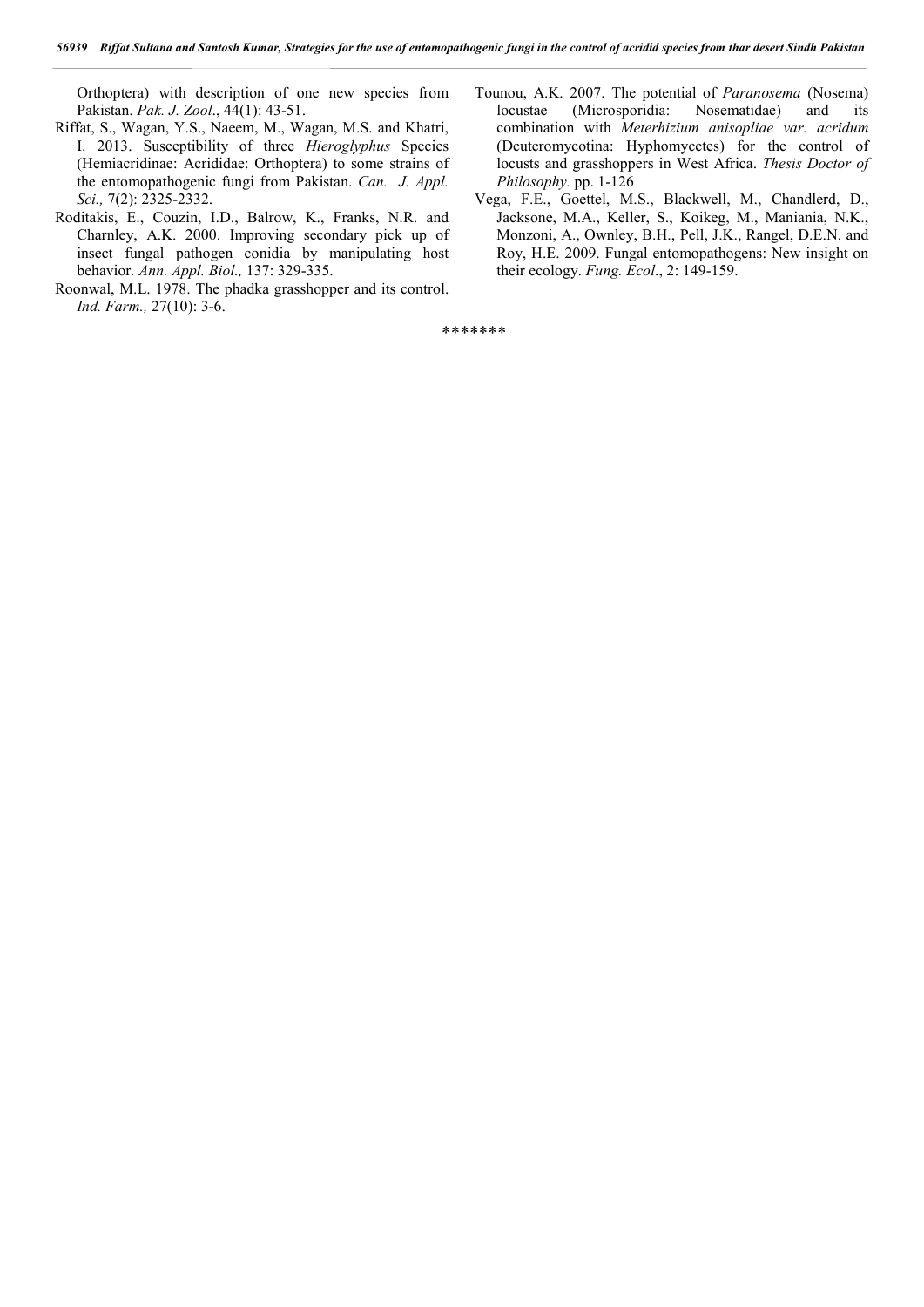Orthoptera) with description of one new species from Pakistan. *Pak. J. Zool*., 44(1): 43-51.

Riffat, S., Wagan, Y.S., Naeem, M., Wagan, M.S. and Khatri, I. 2013. Susceptibility of three *Hieroglyphus* Species (Hemiacridinae: Acrididae: Orthoptera) to some strains of the entomopathogenic fungi from Pakistan. *Can. J. Appl. Sci.,* 7(2): 2325-2332.

Roditakis, E., Couzin, I.D., Balrow, K., Franks, N.R. and Charnley, A.K. 2000. Improving secondary pick up of insect fungal pathogen conidia by manipulating host behavior. *Ann. Appl. Biol.,* 137: 329-335.

Roonwal, M.L. 1978. The phadka grasshopper and its control. *Ind. Farm.,* 27(10): 3-6.

Tounou, A.K. 2007. The potential of *Paranosema* (Nosema) locustae (Microsporidia: Nosematidae) and its combination with *Meterhizium anisopliae var. acridum* (Deuteromycotina: Hyphomycetes) for the control of locusts and grasshoppers in West Africa. *Thesis Doctor of Philosophy.* pp. 1-126

Vega, F.E., Goettel, M.S., Blackwell, M., Chandlerd, D., Jacksone, M.A., Keller, S., Koikeg, M., Maniania, N.K., Monzoni, A., Ownley, B.H., Pell, J.K., Rangel, D.E.N. and Roy, H.E. 2009. Fungal entomopathogens: New insight on their ecology. *Fung. Ecol*., 2: 149-159.

*******